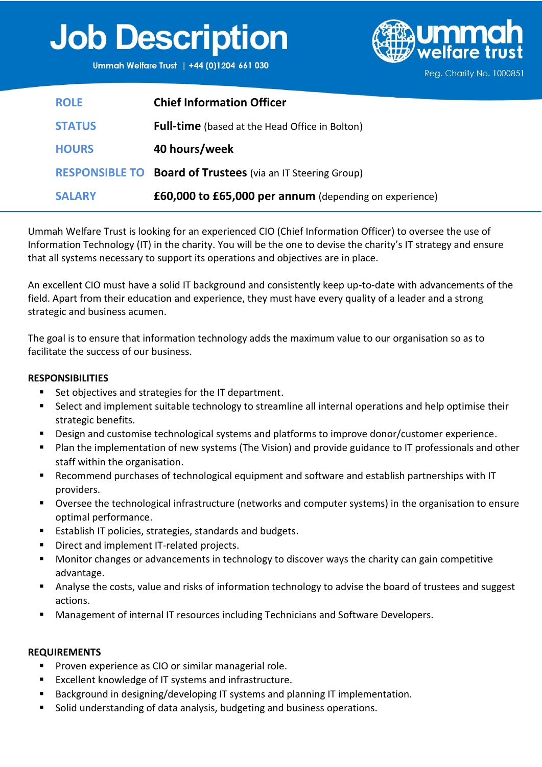# Job Description

Ummah Welfare Trust | +44 (0)1204 661 030

ummah welfare trust

Reg. Charity No. 1000851

| | |
|---|---|
| **ROLE** | **Chief Information Officer** |
| **STATUS** | **Full-time** (based at the Head Office in Bolton) |
| **HOURS** | **40 hours/week** |
| **RESPONSIBLE TO** | **Board of Trustees** (via an IT Steering Group) |
| **SALARY** | **£60,000 to £65,000 per annum** (depending on experience) |

Ummah Welfare Trust is looking for an experienced CIO (Chief Information Officer) to oversee the use of Information Technology (IT) in the charity. You will be the one to devise the charity's IT strategy and ensure that all systems necessary to support its operations and objectives are in place.

An excellent CIO must have a solid IT background and consistently keep up-to-date with advancements of the field. Apart from their education and experience, they must have every quality of a leader and a strong strategic and business acumen.

The goal is to ensure that information technology adds the maximum value to our organisation so as to facilitate the success of our business.

**RESPONSIBILITIES**

- Set objectives and strategies for the IT department.
- Select and implement suitable technology to streamline all internal operations and help optimise their strategic benefits.
- Design and customise technological systems and platforms to improve donor/customer experience.
- Plan the implementation of new systems (The Vision) and provide guidance to IT professionals and other staff within the organisation.
- Recommend purchases of technological equipment and software and establish partnerships with IT providers.
- Oversee the technological infrastructure (networks and computer systems) in the organisation to ensure optimal performance.
- Establish IT policies, strategies, standards and budgets.
- Direct and implement IT-related projects.
- Monitor changes or advancements in technology to discover ways the charity can gain competitive advantage.
- Analyse the costs, value and risks of information technology to advise the board of trustees and suggest actions.
- Management of internal IT resources including Technicians and Software Developers.

**REQUIREMENTS**

- Proven experience as CIO or similar managerial role.
- Excellent knowledge of IT systems and infrastructure.
- Background in designing/developing IT systems and planning IT implementation.
- Solid understanding of data analysis, budgeting and business operations.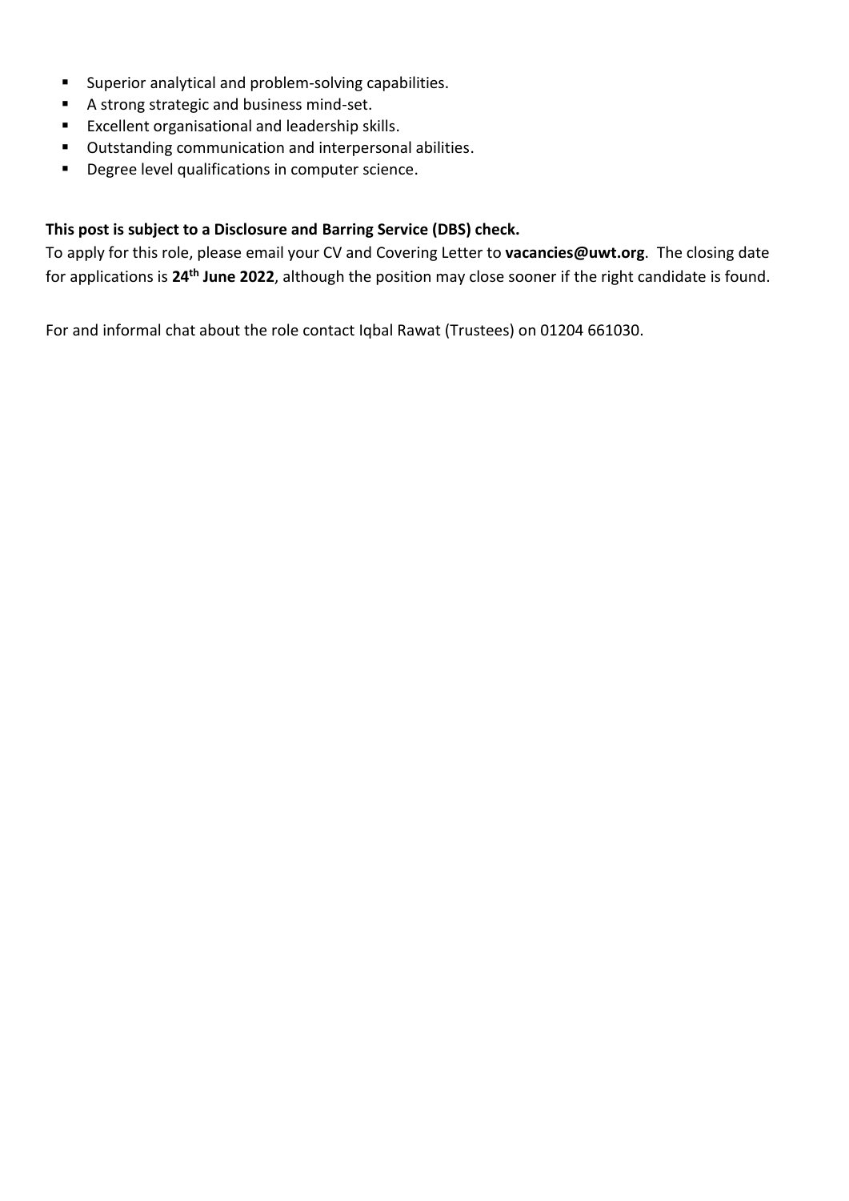- Superior analytical and problem-solving capabilities.
- A strong strategic and business mind-set.
- Excellent organisational and leadership skills.
- Outstanding communication and interpersonal abilities.
- Degree level qualifications in computer science.

**This post is subject to a Disclosure and Barring Service (DBS) check.**
To apply for this role, please email your CV and Covering Letter to **vacancies@uwt.org**. The closing date for applications is **24th June 2022**, although the position may close sooner if the right candidate is found.

For and informal chat about the role contact Iqbal Rawat (Trustees) on 01204 661030.